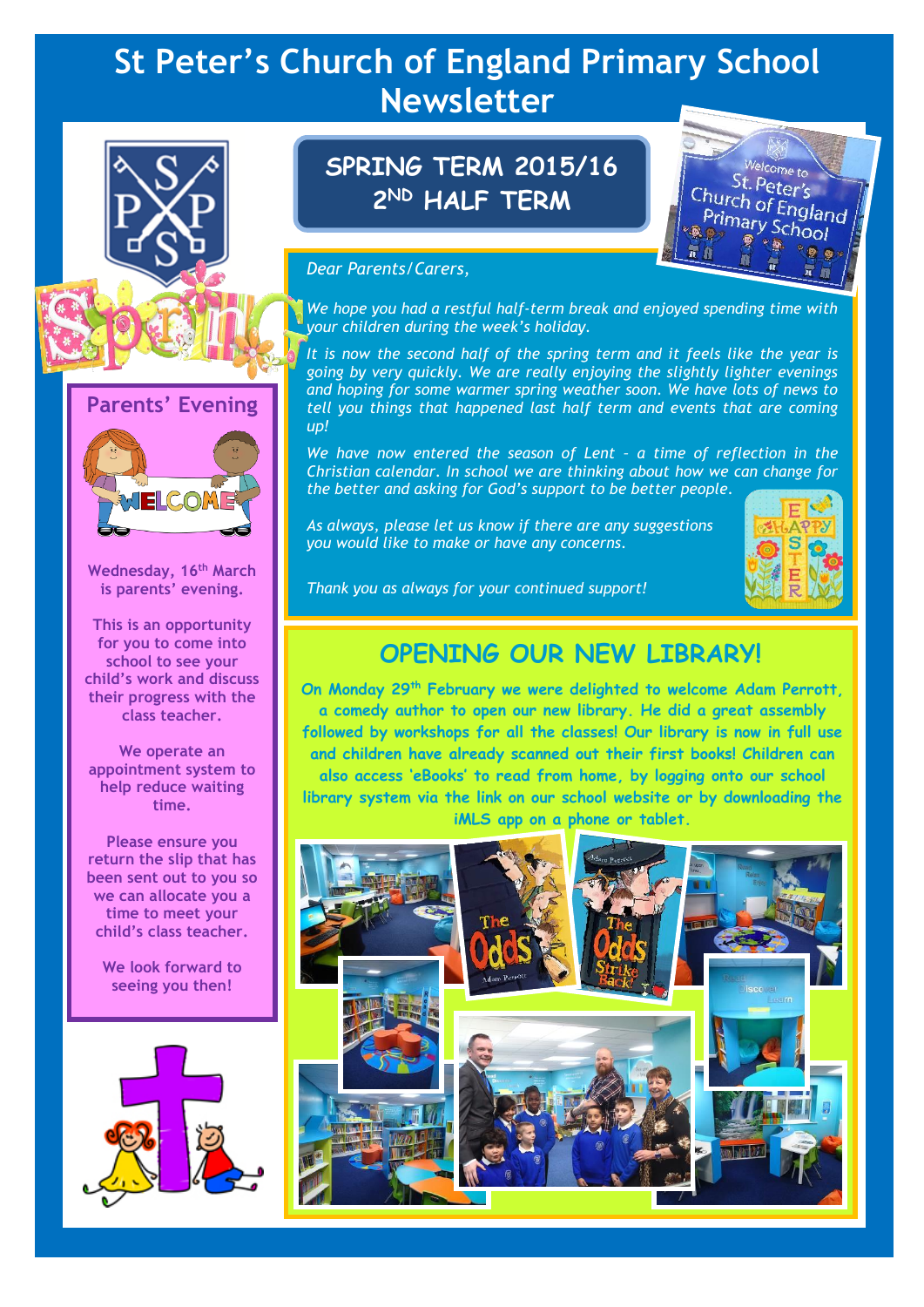# St Peter's Church of England Primary School Newsletter

## SPRING TERM 2015/16
## 2ND HALF TERM

*Dear Parents/Carers,*

*We hope you had a restful half-term break and enjoyed spending time with your children during the week's holiday.*

*It is now the second half of the spring term and it feels like the year is going by very quickly. We are really enjoying the slightly lighter evenings and hoping for some warmer spring weather soon. We have lots of news to tell you things that happened last half term and events that are coming up!*

*We have now entered the season of Lent - a time of reflection in the Christian calendar. In school we are thinking about how we can change for the better and asking for God's support to be better people.*

*As always, please let us know if there are any suggestions you would like to make or have any concerns.*

*Thank you as always for your continued support!*

## Parents' Evening

**Wednesday, 16th March is parents' evening.**

**This is an opportunity for you to come into school to see your child's work and discuss their progress with the class teacher.**

**We operate an appointment system to help reduce waiting time.**

**Please ensure you return the slip that has been sent out to you so we can allocate you a time to meet your child's class teacher.**

**We look forward to seeing you then!**

## OPENING OUR NEW LIBRARY!

**On Monday 29th February we were delighted to welcome Adam Perrott, a comedy author to open our new library. He did a great assembly followed by workshops for all the classes! Our library is now in full use and children have already scanned out their first books! Children can also access 'eBooks' to read from home, by logging onto our school library system via the link on our school website or by downloading the iMLS app on a phone or tablet.**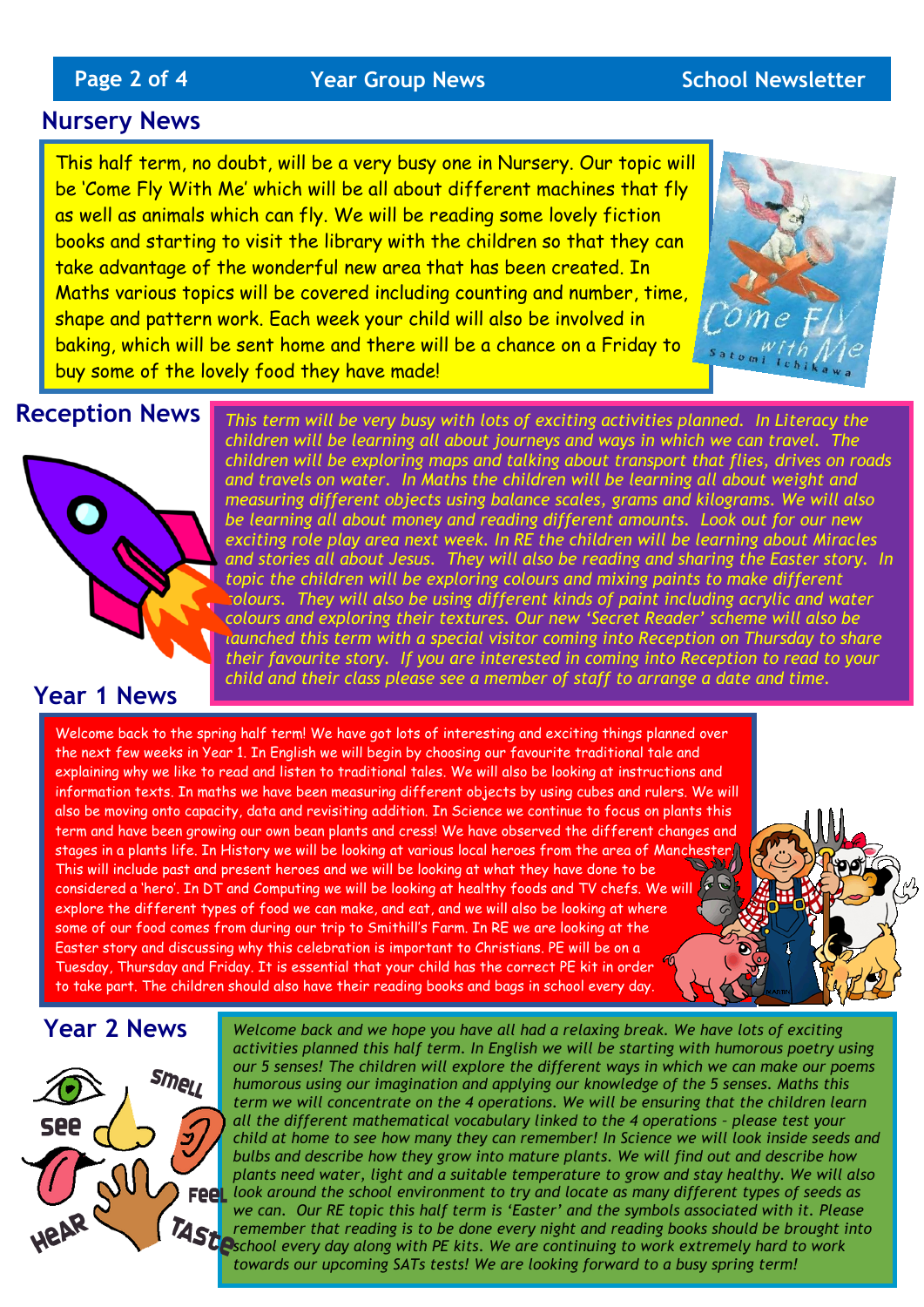## Nursery News

This half term, no doubt, will be a very busy one in Nursery. Our topic will be 'Come Fly With Me' which will be all about different machines that fly as well as animals which can fly. We will be reading some lovely fiction books and starting to visit the library with the children so that they can take advantage of the wonderful new area that has been created. In Maths various topics will be covered including counting and number, time, shape and pattern work. Each week your child will also be involved in baking, which will be sent home and there will be a chance on a Friday to buy some of the lovely food they have made!

## Reception News

*This term will be very busy with lots of exciting activities planned. In Literacy the children will be learning all about journeys and ways in which we can travel. The children will be exploring maps and talking about transport that flies, drives on roads and travels on water. In Maths the children will be learning all about weight and measuring different objects using balance scales, grams and kilograms. We will also be learning all about money and reading different amounts. Look out for our new exciting role play area next week. In RE the children will be learning about Miracles and stories all about Jesus. They will also be reading and sharing the Easter story. In topic the children will be exploring colours and mixing paints to make different colours. They will also be using different kinds of paint including acrylic and water colours and exploring their textures. Our new 'Secret Reader' scheme will also be launched this term with a special visitor coming into Reception on Thursday to share their favourite story. If you are interested in coming into Reception to read to your child and their class please see a member of staff to arrange a date and time.*

## Year 1 News

Welcome back to the spring half term! We have got lots of interesting and exciting things planned over the next few weeks in Year 1. In English we will begin by choosing our favourite traditional tale and explaining why we like to read and listen to traditional tales. We will also be looking at instructions and information texts. In maths we have been measuring different objects by using cubes and rulers. We will also be moving onto capacity, data and revisiting addition. In Science we continue to focus on plants this term and have been growing our own bean plants and cress! We have observed the different changes and stages in a plants life. In History we will be looking at various local heroes from the area of Manchester. This will include past and present heroes and we will be looking at what they have done to be considered a 'hero'. In DT and Computing we will be looking at healthy foods and TV chefs. We will explore the different types of food we can make, and eat, and we will also be looking at where some of our food comes from during our trip to Smithill's Farm. In RE we are looking at the Easter story and discussing why this celebration is important to Christians. PE will be on a Tuesday, Thursday and Friday. It is essential that your child has the correct PE kit in order to take part. The children should also have their reading books and bags in school every day.

## Year 2 News

*Welcome back and we hope you have all had a relaxing break. We have lots of exciting activities planned this half term. In English we will be starting with humorous poetry using our 5 senses! The children will explore the different ways in which we can make our poems humorous using our imagination and applying our knowledge of the 5 senses. Maths this term we will concentrate on the 4 operations. We will be ensuring that the children learn all the different mathematical vocabulary linked to the 4 operations - please test your child at home to see how many they can remember! In Science we will look inside seeds and bulbs and describe how they grow into mature plants. We will find out and describe how plants need water, light and a suitable temperature to grow and stay healthy. We will also look around the school environment to try and locate as many different types of seeds as we can. Our RE topic this half term is 'Easter' and the symbols associated with it. Please remember that reading is to be done every night and reading books should be brought into school every day along with PE kits. We are continuing to work extremely hard to work towards our upcoming SATs tests! We are looking forward to a busy spring term!*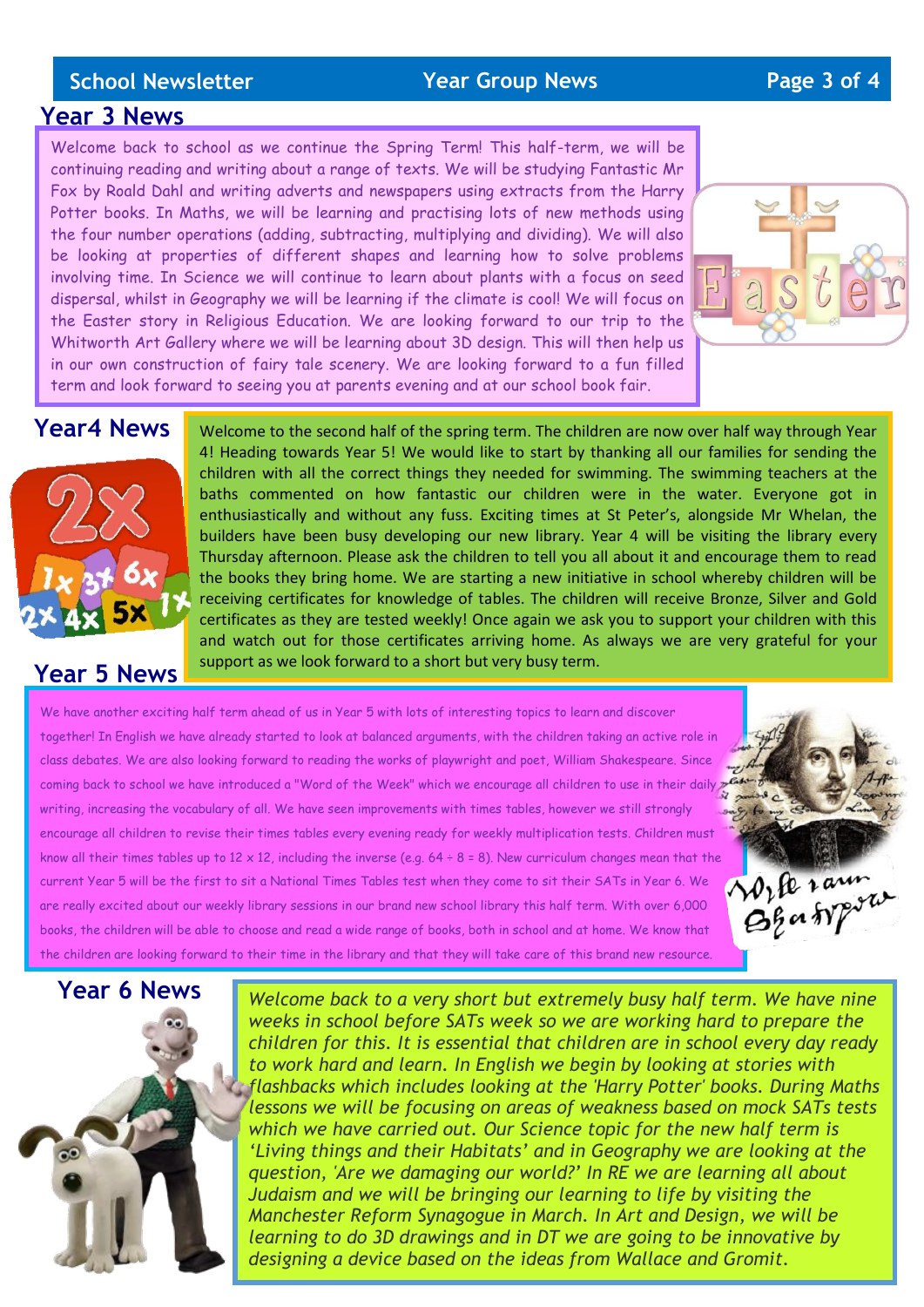## Year 3 News

Welcome back to school as we continue the Spring Term! This half-term, we will be continuing reading and writing about a range of texts. We will be studying Fantastic Mr Fox by Roald Dahl and writing adverts and newspapers using extracts from the Harry Potter books. In Maths, we will be learning and practising lots of new methods using the four number operations (adding, subtracting, multiplying and dividing). We will also be looking at properties of different shapes and learning how to solve problems involving time. In Science we will continue to learn about plants with a focus on seed dispersal, whilst in Geography we will be learning if the climate is cool! We will focus on the Easter story in Religious Education. We are looking forward to our trip to the Whitworth Art Gallery where we will be learning about 3D design. This will then help us in our own construction of fairy tale scenery. We are looking forward to a fun filled term and look forward to seeing you at parents evening and at our school book fair.

## Year4 News

Welcome to the second half of the spring term. The children are now over half way through Year 4! Heading towards Year 5! We would like to start by thanking all our families for sending the children with all the correct things they needed for swimming. The swimming teachers at the baths commented on how fantastic our children were in the water. Everyone got in enthusiastically and without any fuss. Exciting times at St Peter's, alongside Mr Whelan, the builders have been busy developing our new library. Year 4 will be visiting the library every Thursday afternoon. Please ask the children to tell you all about it and encourage them to read the books they bring home. We are starting a new initiative in school whereby children will be receiving certificates for knowledge of tables. The children will receive Bronze, Silver and Gold certificates as they are tested weekly! Once again we ask you to support your children with this and watch out for those certificates arriving home. As always we are very grateful for your support as we look forward to a short but very busy term.

## Year 5 News

We have another exciting half term ahead of us in Year 5 with lots of interesting topics to learn and discover together! In English we have already started to look at balanced arguments, with the children taking an active role in class debates. We are also looking forward to reading the works of playwright and poet, William Shakespeare. Since coming back to school we have introduced a "Word of the Week" which we encourage all children to use in their daily writing, increasing the vocabulary of all. We have seen improvements with times tables, however we still strongly encourage all children to revise their times tables every evening ready for weekly multiplication tests. Children must know all their times tables up to 12 x 12, including the inverse (e.g. 64 ÷ 8 = 8). New curriculum changes mean that the current Year 5 will be the first to sit a National Times Tables test when they come to sit their SATs in Year 6. We are really excited about our weekly library sessions in our brand new school library this half term. With over 6,000 books, the children will be able to choose and read a wide range of books, both in school and at home. We know that the children are looking forward to their time in the library and that they will take care of this brand new resource.

## Year 6 News

*Welcome back to a very short but extremely busy half term. We have nine weeks in school before SATs week so we are working hard to prepare the children for this. It is essential that children are in school every day ready to work hard and learn. In English we begin by looking at stories with flashbacks which includes looking at the 'Harry Potter' books. During Maths lessons we will be focusing on areas of weakness based on mock SATs tests which we have carried out. Our Science topic for the new half term is 'Living things and their Habitats' and in Geography we are looking at the question, 'Are we damaging our world?' In RE we are learning all about Judaism and we will be bringing our learning to life by visiting the Manchester Reform Synagogue in March. In Art and Design, we will be learning to do 3D drawings and in DT we are going to be innovative by designing a device based on the ideas from Wallace and Gromit.*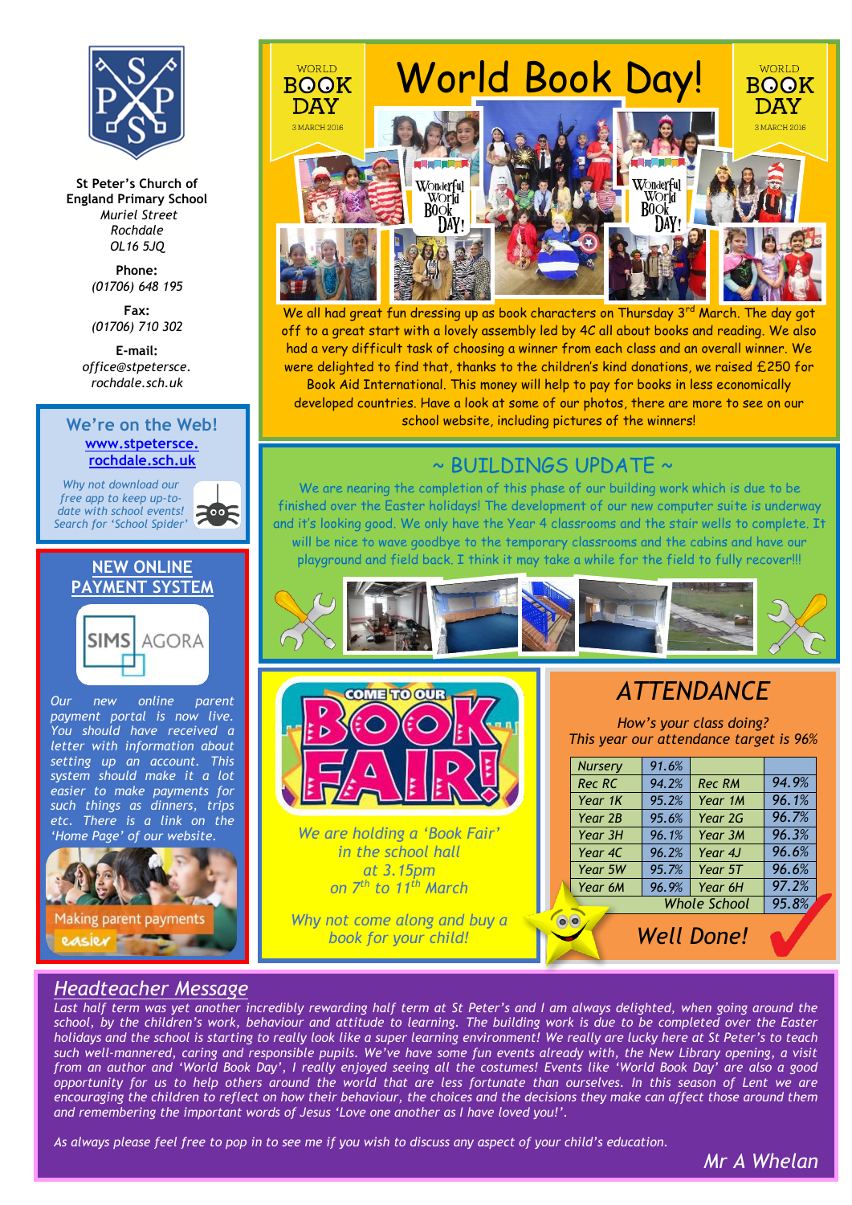St Peter's Church of England Primary School
*Muriel Street*
*Rochdale*
*OL16 5JQ*

**Phone:**
*(01706) 648 195*

**Fax:**
*(01706) 710 302*

**E-mail:**
*office@stpetersce.rochdale.sch.uk*

## We're on the Web!

**www.stpetersce.rochdale.sch.uk**

*Why not download our free app to keep up-to-date with school events! Search for 'School Spider'*

## NEW ONLINE PAYMENT SYSTEM

SIMS AGORA

*Our new online parent payment portal is now live. You should have received a letter with information about setting up an account. This system should make it a lot easier to make payments for such things as dinners, trips etc. There is a link on the 'Home Page' of our website.*

Making parent payments easier

# World Book Day!

WORLD BOOK DAY 3 MARCH 2016

Wonderful World Book Day!

We all had great fun dressing up as book characters on Thursday 3rd March. The day got off to a great start with a lovely assembly led by 4C all about books and reading. We also had a very difficult task of choosing a winner from each class and an overall winner. We were delighted to find that, thanks to the children's kind donations, we raised £250 for Book Aid International. This money will help to pay for books in less economically developed countries. Have a look at some of our photos, there are more to see on our school website, including pictures of the winners!

## ~ BUILDINGS UPDATE ~

We are nearing the completion of this phase of our building work which is due to be finished over the Easter holidays! The development of our new computer suite is underway and it's looking good. We only have the Year 4 classrooms and the stair wells to complete. It will be nice to wave goodbye to the temporary classrooms and the cabins and have our playground and field back. I think it may take a while for the field to fully recover!!!

## COME TO OUR BOOK FAIR!

*We are holding a 'Book Fair' in the school hall at 3.15pm on 7th to 11th March*

*Why not come along and buy a book for your child!*

## ATTENDANCE

*How's your class doing?*
*This year our attendance target is 96%*

| | | | |
|---|---|---|---|
| Nursery | 91.6% | | |
| Rec RC | 94.2% | Rec RM | 94.9% |
| Year 1K | 95.2% | Year 1M | 96.1% |
| Year 2B | 95.6% | Year 2G | 96.7% |
| Year 3H | 96.1% | Year 3M | 96.3% |
| Year 4C | 96.2% | Year 4J | 96.6% |
| Year 5W | 95.7% | Year 5T | 96.6% |
| Year 6M | 96.9% | Year 6H | 97.2% |
| | | Whole School | 95.8% |

*Well Done!*

## Headteacher Message

*Last half term was yet another incredibly rewarding half term at St Peter's and I am always delighted, when going around the school, by the children's work, behaviour and attitude to learning. The building work is due to be completed over the Easter holidays and the school is starting to really look like a super learning environment! We really are lucky here at St Peter's to teach such well-mannered, caring and responsible pupils. We've have some fun events already with, the New Library opening, a visit from an author and 'World Book Day', I really enjoyed seeing all the costumes! Events like 'World Book Day' are also a good opportunity for us to help others around the world that are less fortunate than ourselves. In this season of Lent we are encouraging the children to reflect on how their behaviour, the choices and the decisions they make can affect those around them and remembering the important words of Jesus 'Love one another as I have loved you!'.*

*As always please feel free to pop in to see me if you wish to discuss any aspect of your child's education.*

*Mr A Whelan*